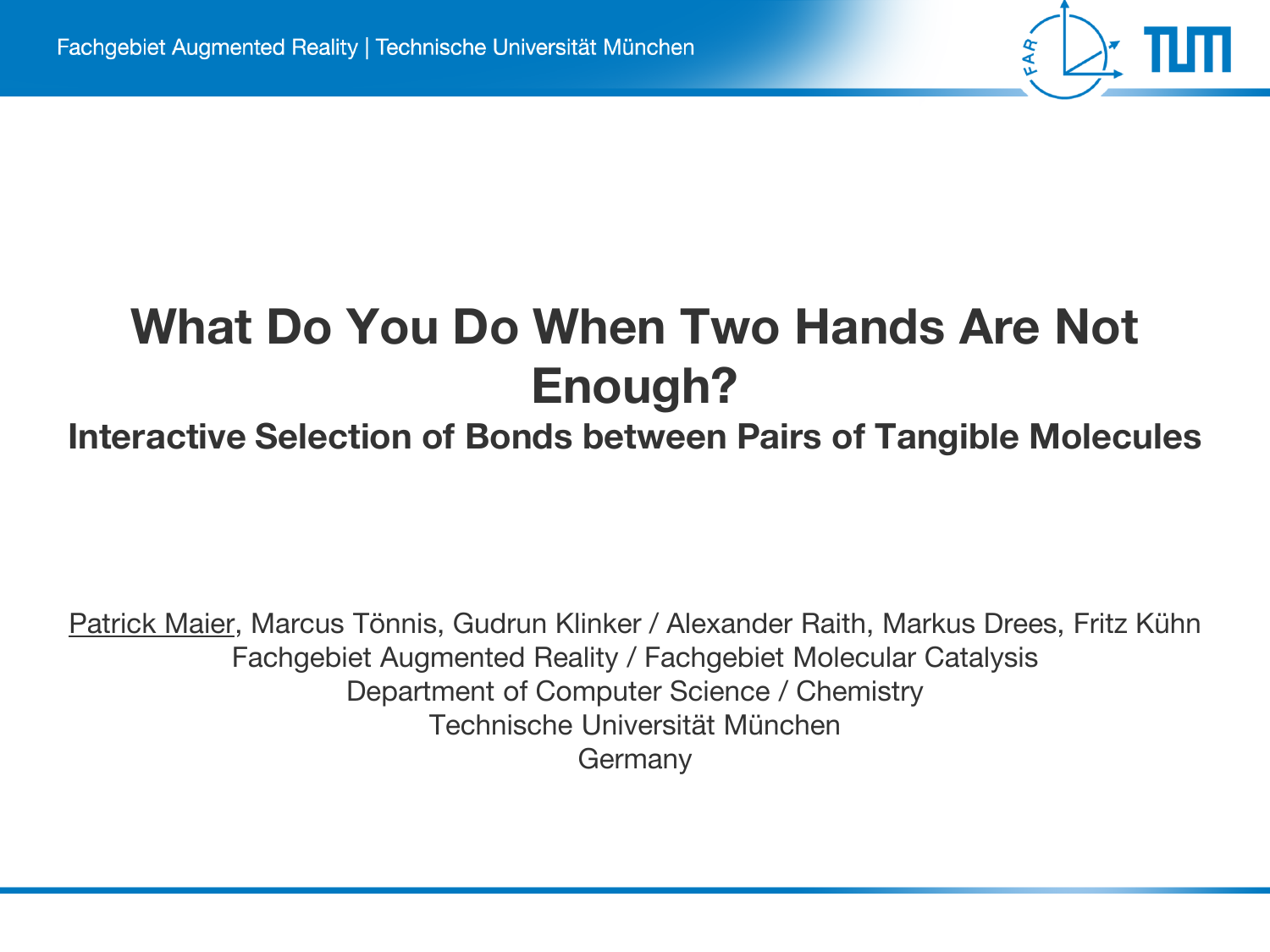# What Do You Do When Two Hands Are Not Enough?

## Interactive Selection of Bonds between Pairs of Tangible Molecules

Patrick Maier, Marcus Tönnis, Gudrun Klinker / Alexander Raith, Markus Drees, Fritz Kühn

Fachgebiet Augmented Reality / Fachgebiet Molecular Catalysis

Department of Computer Science / Chemistry

Technische Universität München

Germany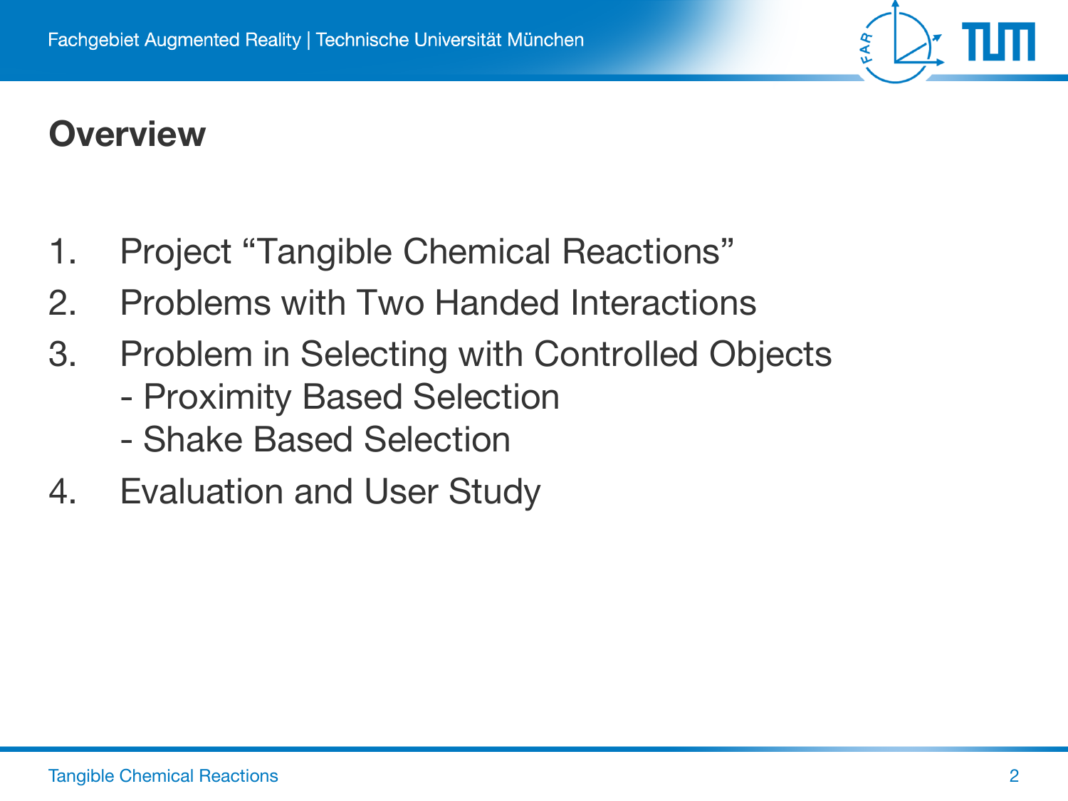## Overview

1. Project “Tangible Chemical Reactions”
2. Problems with Two Handed Interactions
3. Problem in Selecting with Controlled Objects
   - Proximity Based Selection
   - Shake Based Selection
4. Evaluation and User Study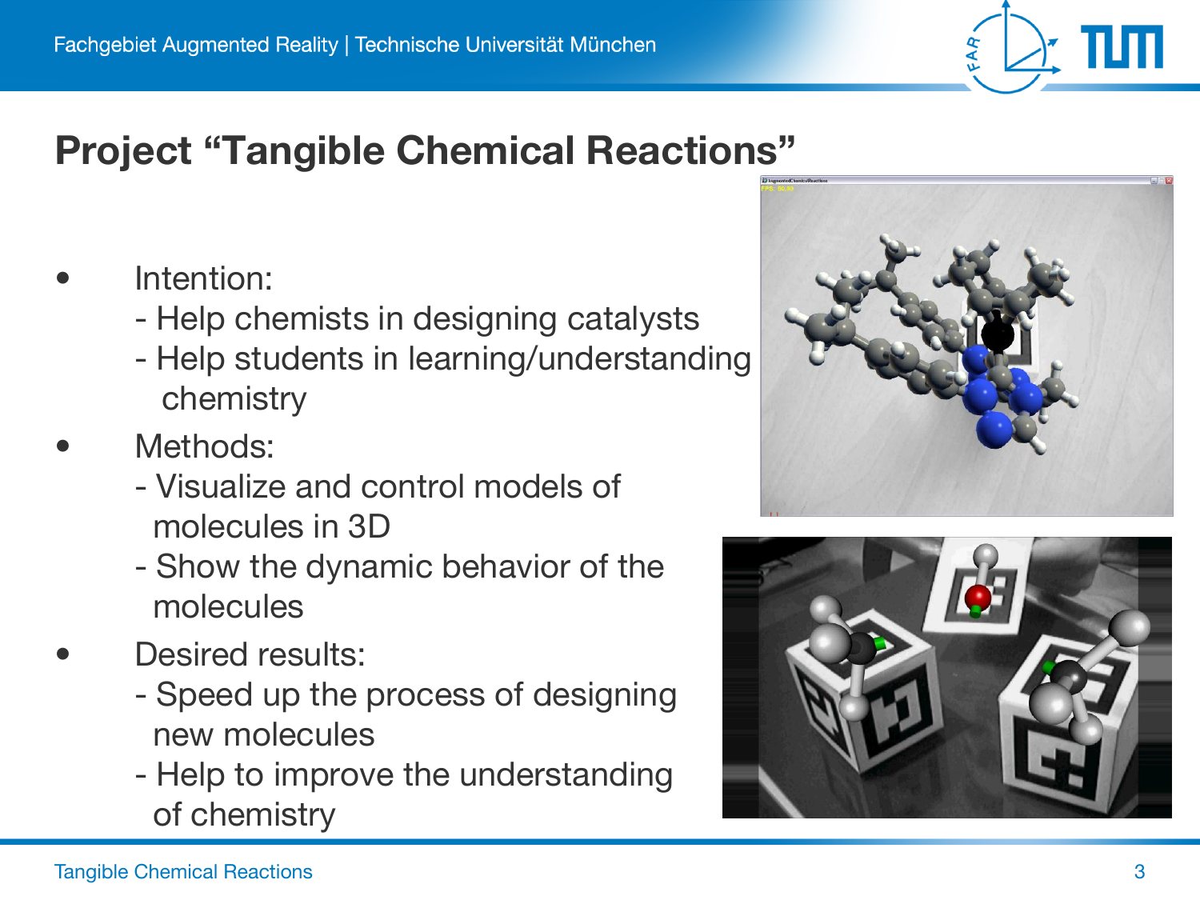# Project "Tangible Chemical Reactions"

- Intention:
  - Help chemists in designing catalysts
  - Help students in learning/understanding chemistry
- Methods:
  - Visualize and control models of molecules in 3D
  - Show the dynamic behavior of the molecules
- Desired results:
  - Speed up the process of designing new molecules
  - Help to improve the understanding of chemistry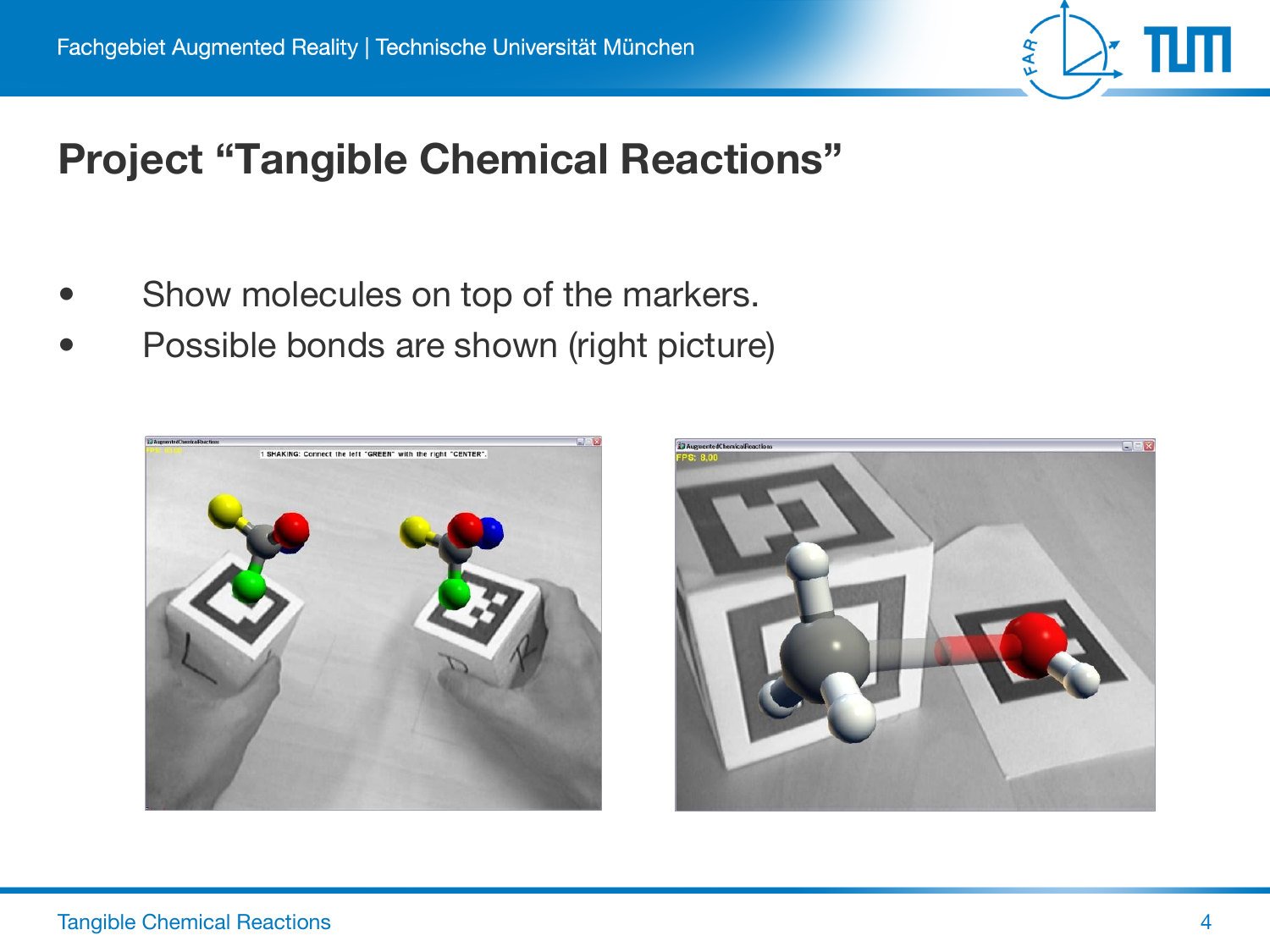# Project “Tangible Chemical Reactions”

- Show molecules on top of the markers.
- Possible bonds are shown (right picture)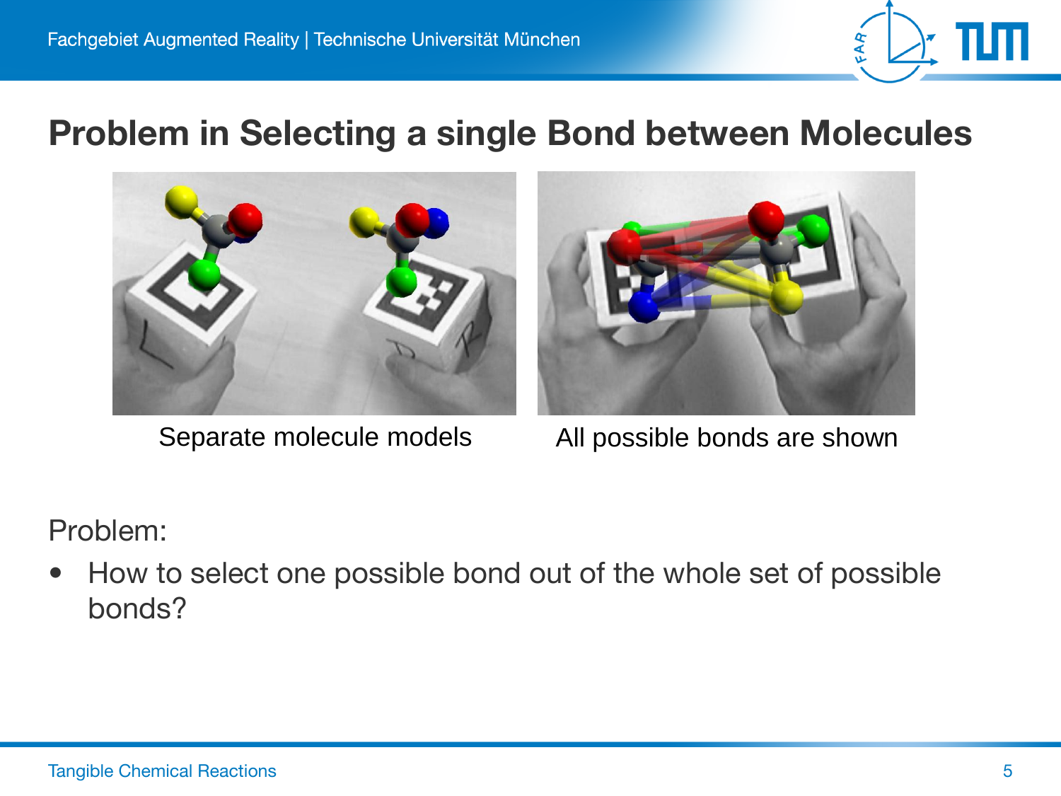# Problem in Selecting a single Bond between Molecules

Separate molecule models

All possible bonds are shown

Problem:

- How to select one possible bond out of the whole set of possible bonds?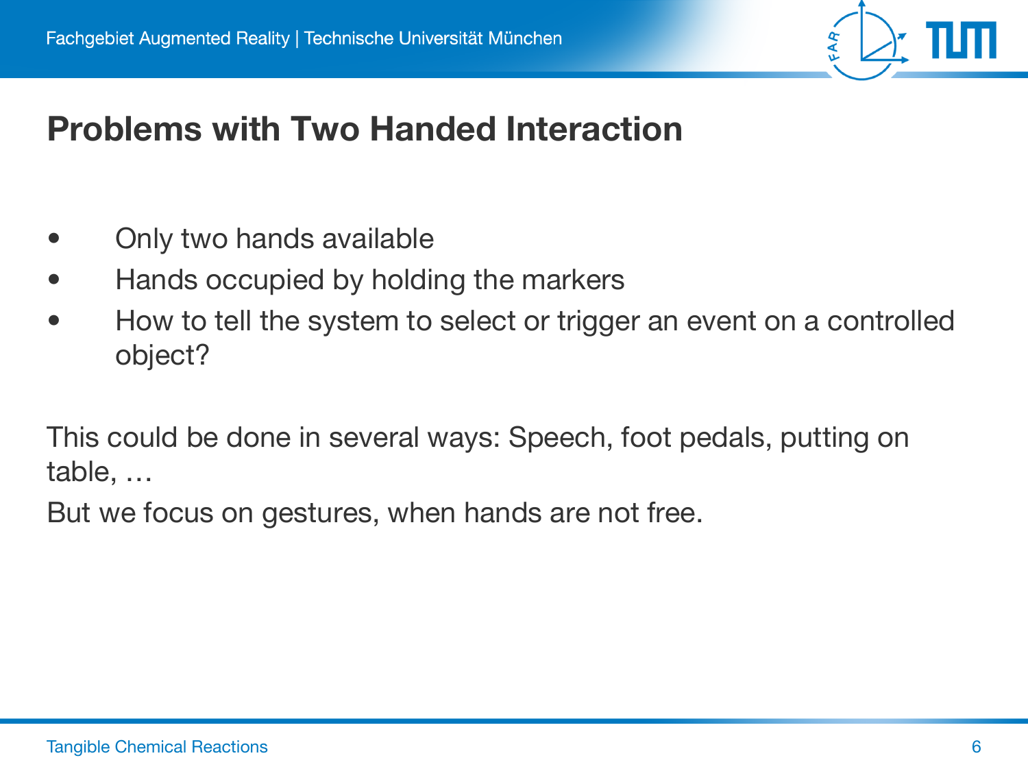# Problems with Two Handed Interaction

- Only two hands available
- Hands occupied by holding the markers
- How to tell the system to select or trigger an event on a controlled object?

This could be done in several ways: Speech, foot pedals, putting on table, …

But we focus on gestures, when hands are not free.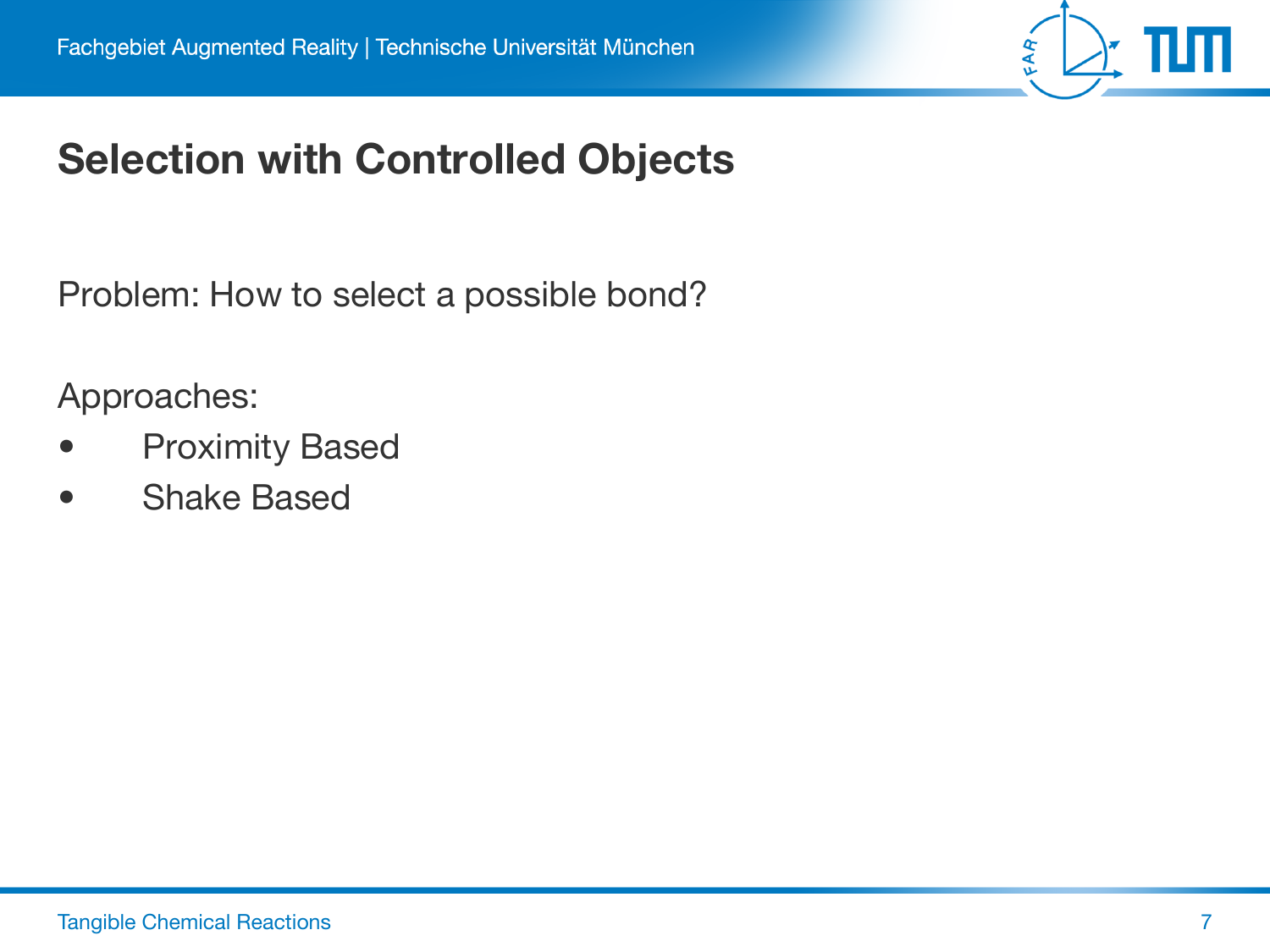# Selection with Controlled Objects

Problem: How to select a possible bond?

Approaches:

- Proximity Based
- Shake Based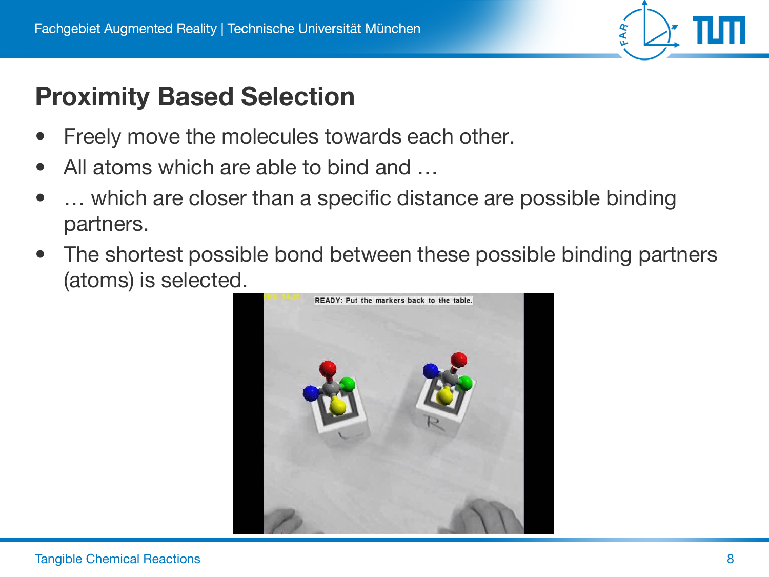## Proximity Based Selection

- Freely move the molecules towards each other.
- All atoms which are able to bind and …
- … which are closer than a specific distance are possible binding partners.
- The shortest possible bond between these possible binding partners (atoms) is selected.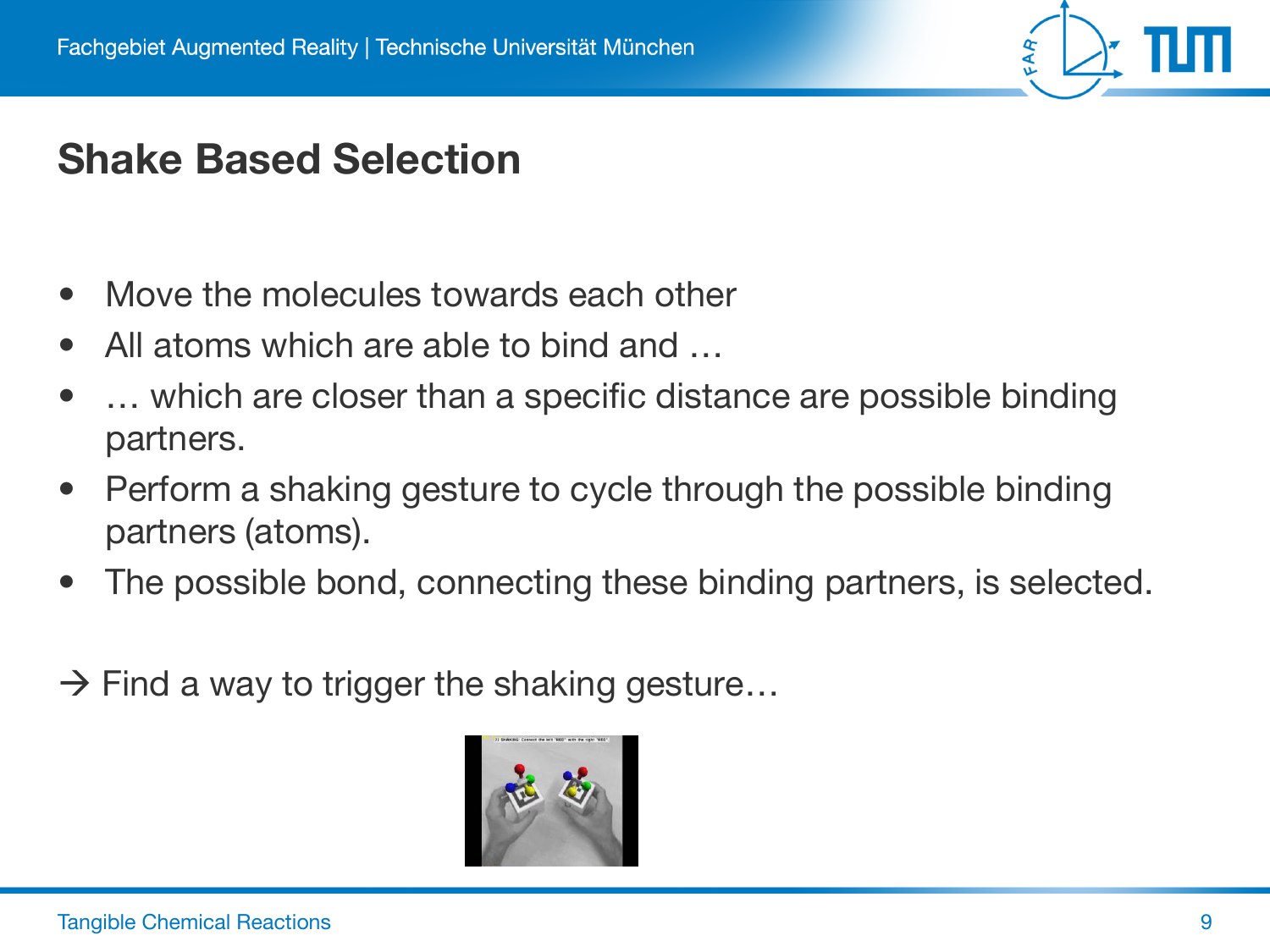# Shake Based Selection

- Move the molecules towards each other
- All atoms which are able to bind and …
- … which are closer than a specific distance are possible binding partners.
- Perform a shaking gesture to cycle through the possible binding partners (atoms).
- The possible bond, connecting these binding partners, is selected.

→ Find a way to trigger the shaking gesture…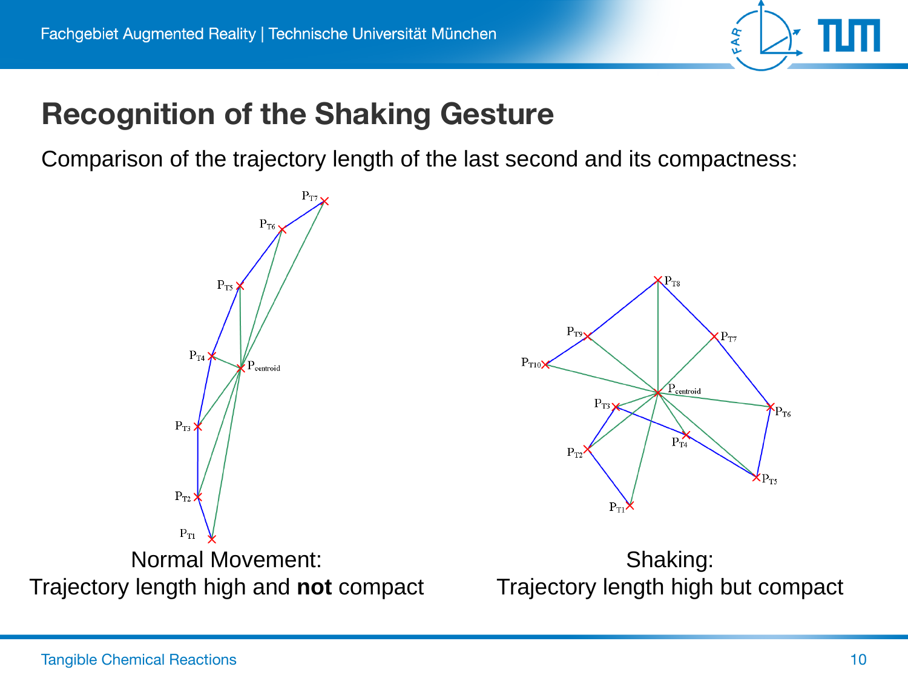# Recognition of the Shaking Gesture

Comparison of the trajectory length of the last second and its compactness:

Normal Movement:
Trajectory length high and **not** compact

Shaking:
Trajectory length high but compact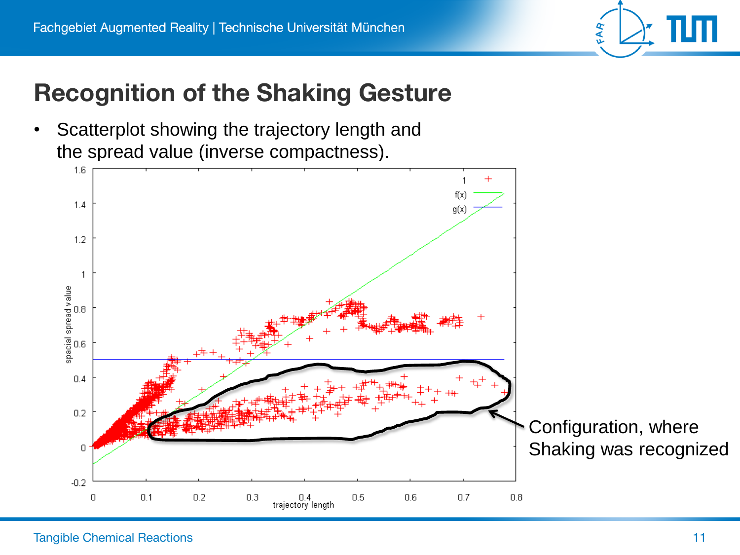# Recognition of the Shaking Gesture

- Scatterplot showing the trajectory length and the spread value (inverse compactness).

Configuration, where Shaking was recognized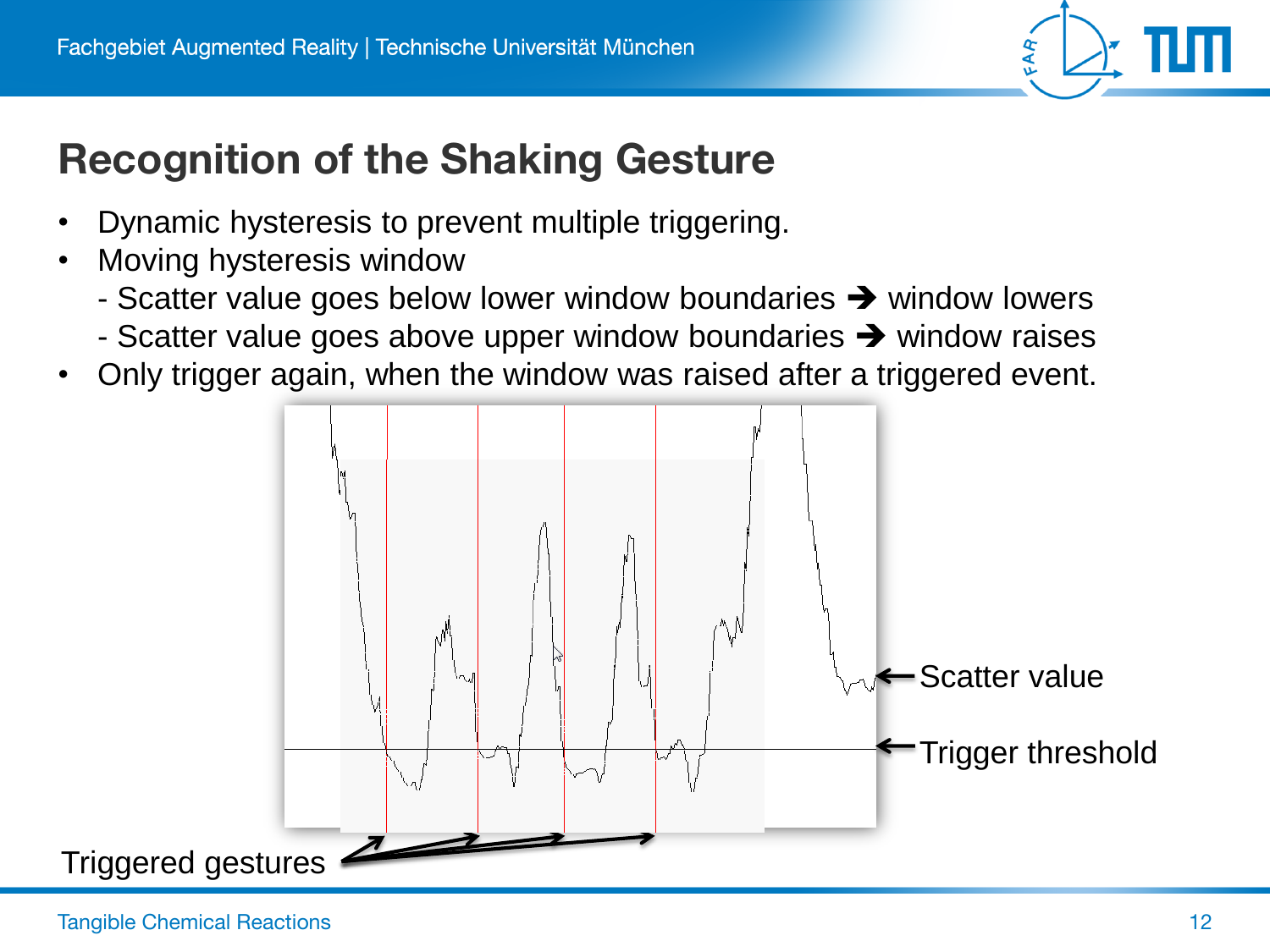# Recognition of the Shaking Gesture

- Dynamic hysteresis to prevent multiple triggering.
- Moving hysteresis window
  - Scatter value goes below lower window boundaries ➔ window lowers
  - Scatter value goes above upper window boundaries ➔ window raises
- Only trigger again, when the window was raised after a triggered event.

Scatter value

Trigger threshold

Triggered gestures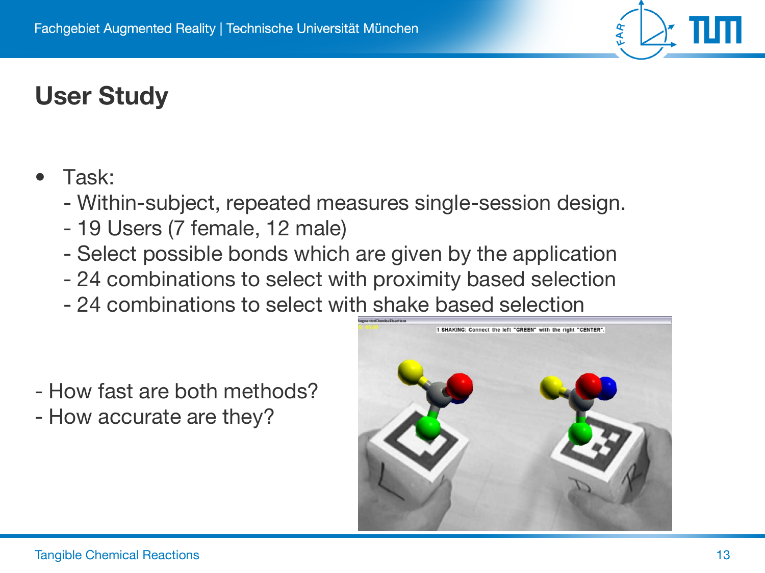# User Study

- Task:
  - Within-subject, repeated measures single-session design.
  - 19 Users (7 female, 12 male)
  - Select possible bonds which are given by the application
  - 24 combinations to select with proximity based selection
  - 24 combinations to select with shake based selection

- How fast are both methods?
- How accurate are they?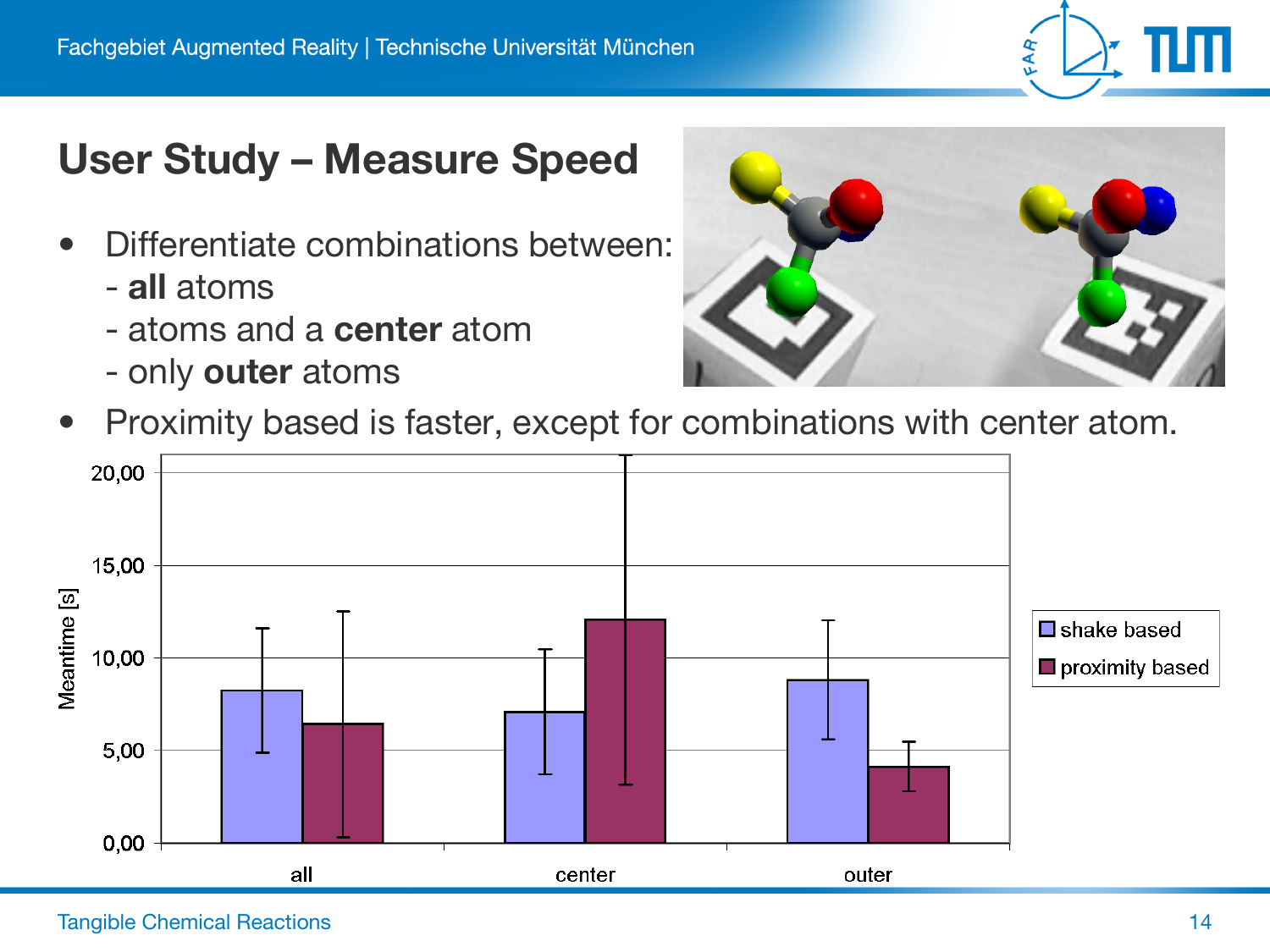# User Study – Measure Speed

- Differentiate combinations between:
  - **all** atoms
  - atoms and a **center** atom
  - only **outer** atoms
- Proximity based is faster, except for combinations with center atom.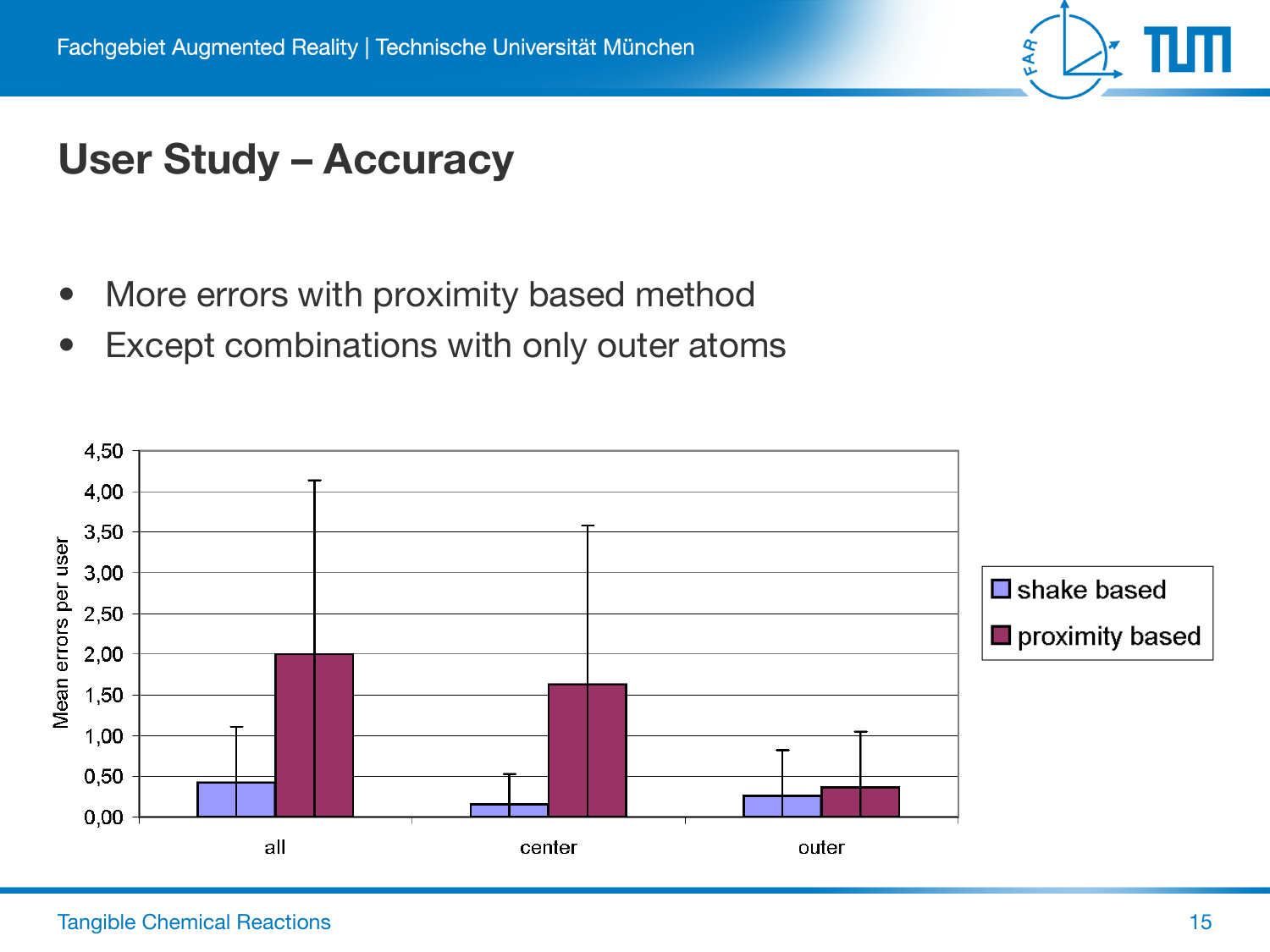# User Study – Accuracy

- More errors with proximity based method
- Except combinations with only outer atoms

Mean errors per user

| | shake based | proximity based |
|---|---|---|
| all | 0,42 | 2,00 |
| center | 0,15 | 1,63 |
| outer | 0,26 | 0,37 |

4,50
4,00
3,50
3,00
2,50
2,00
1,50
1,00
0,50
0,00

all center outer

shake based
proximity based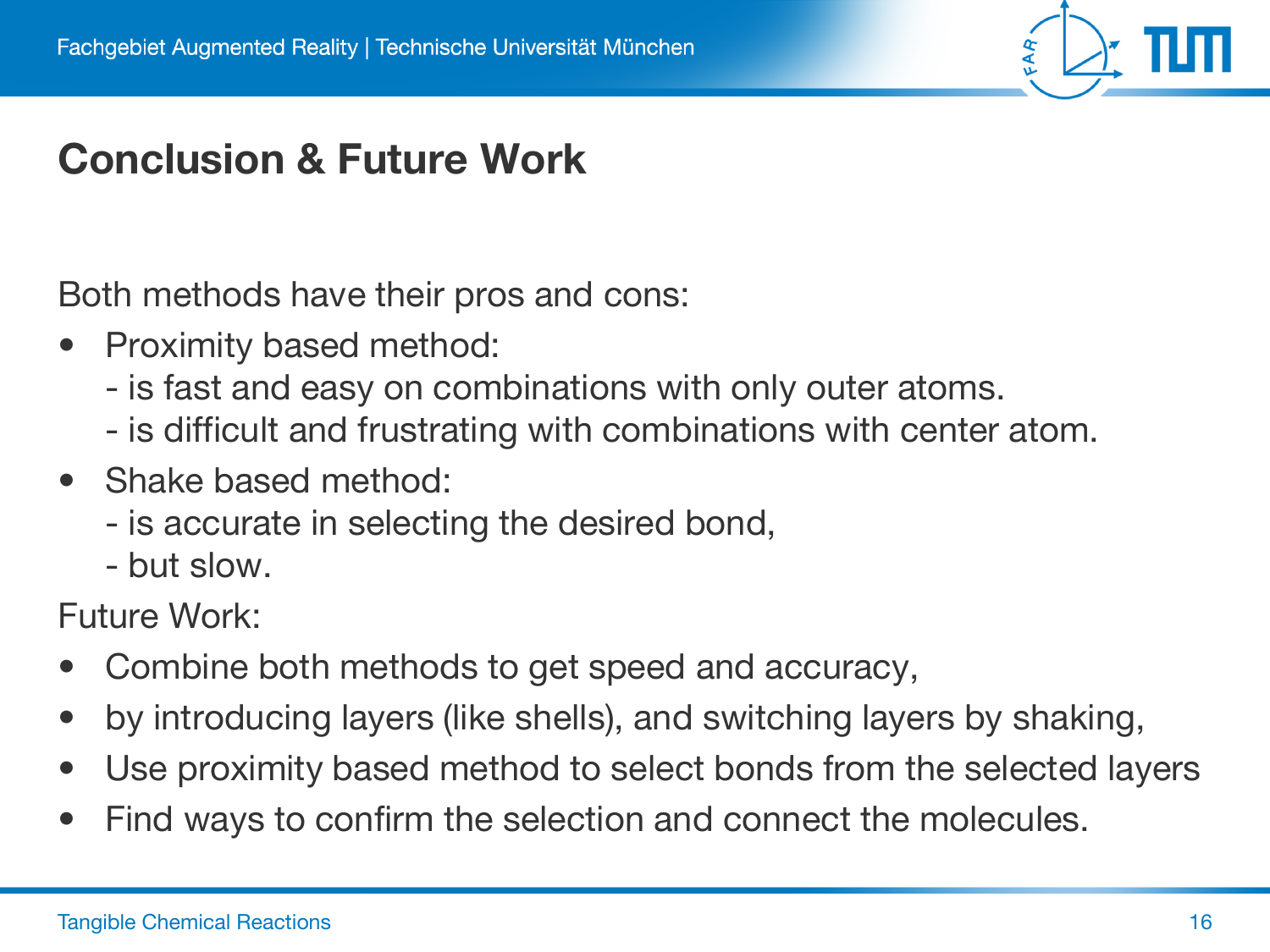# Conclusion & Future Work

Both methods have their pros and cons:

- Proximity based method:
  - is fast and easy on combinations with only outer atoms.
  - is difficult and frustrating with combinations with center atom.
- Shake based method:
  - is accurate in selecting the desired bond,
  - but slow.

Future Work:

- Combine both methods to get speed and accuracy,
- by introducing layers (like shells), and switching layers by shaking,
- Use proximity based method to select bonds from the selected layers
- Find ways to confirm the selection and connect the molecules.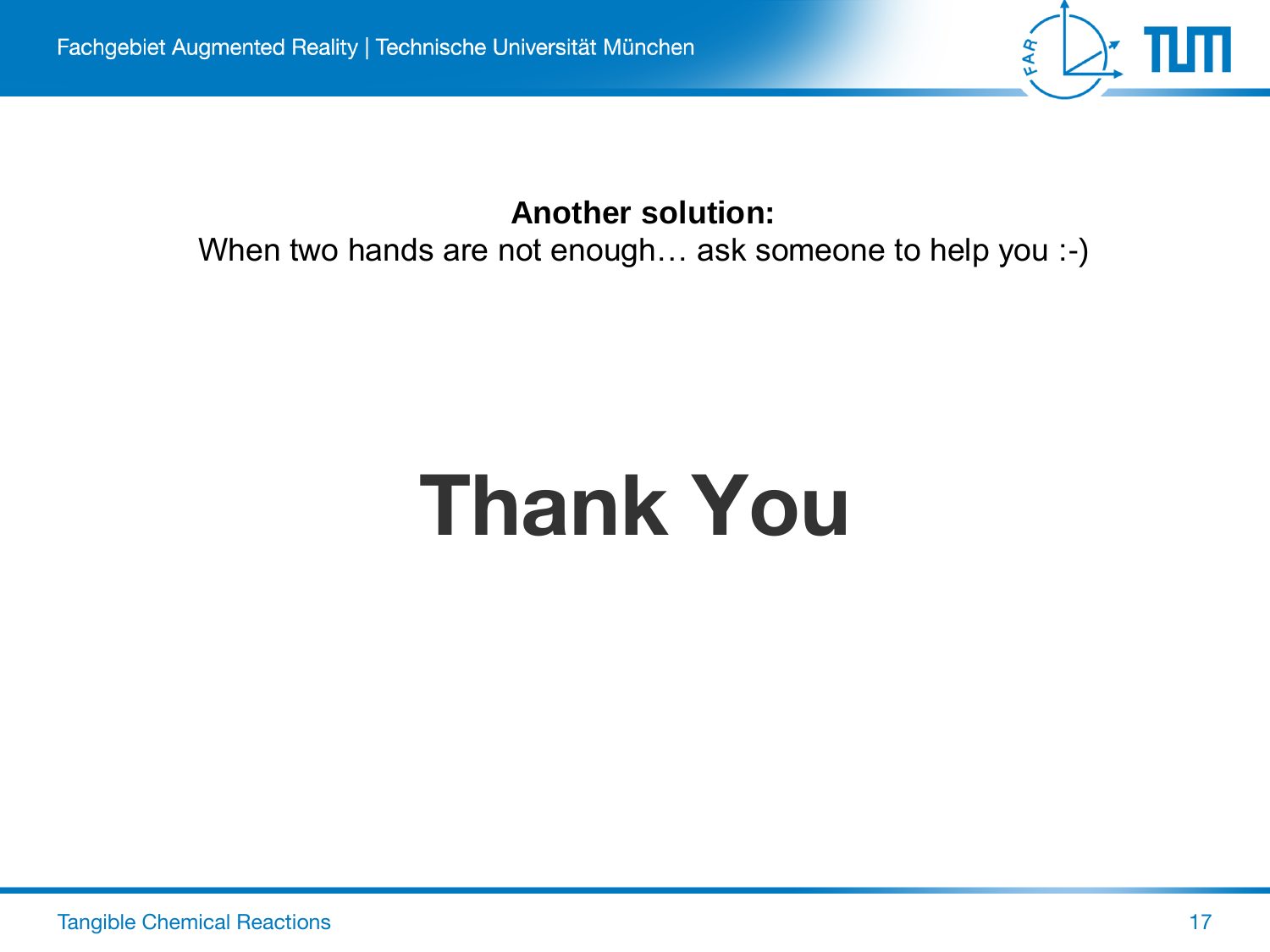**Another solution:**
When two hands are not enough… ask someone to help you :-)

# Thank You